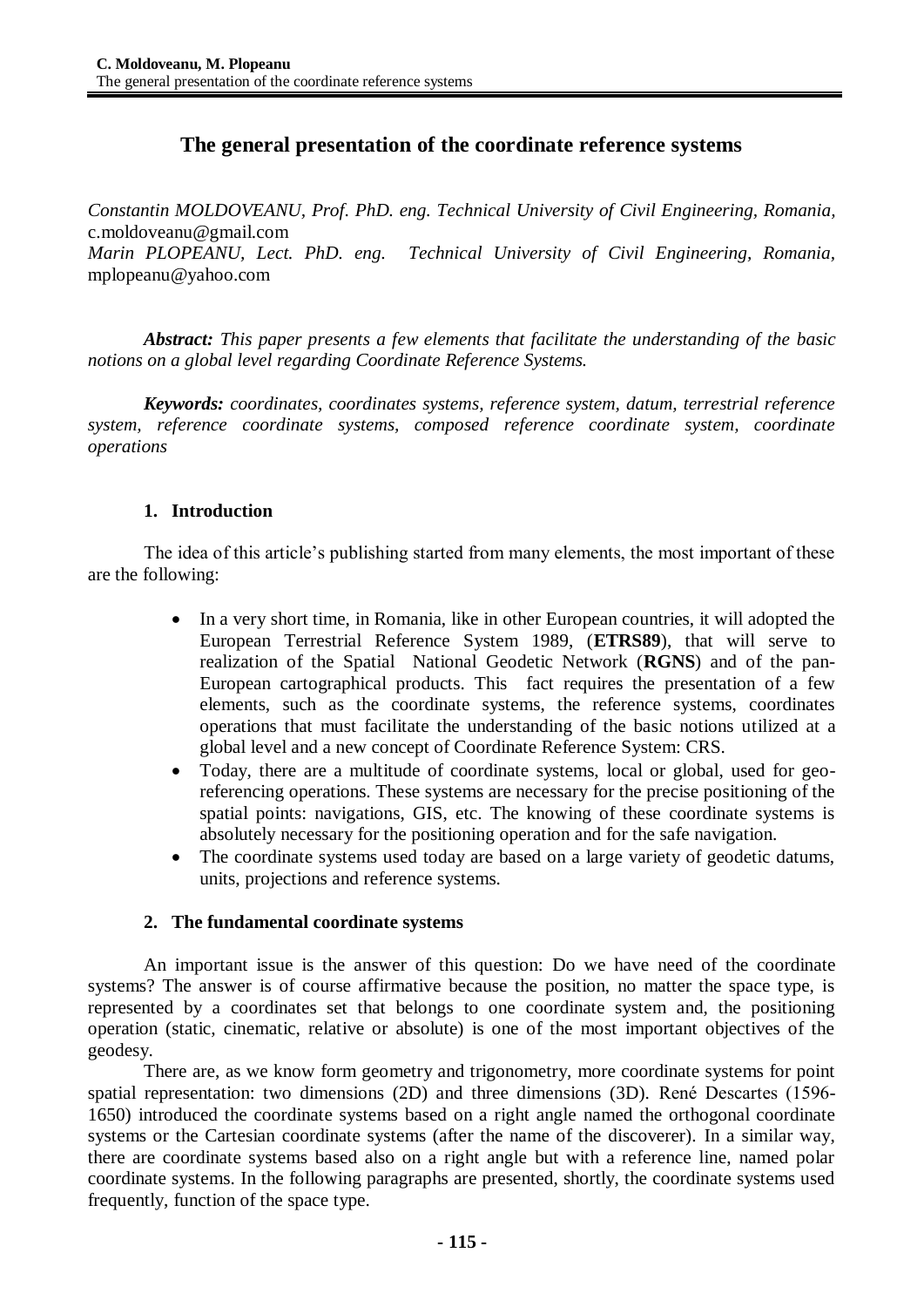# The general presentation of the coordinate reference systems

*Constantin MOLDOVEANU, Prof. PhD. eng. Technical University of Civil Engineering, Romania,* c.moldoveanu@gmail.com
*Marin PLOPEANU, Lect. PhD. eng. Technical University of Civil Engineering, Romania,* mplopeanu@yahoo.com

***Abstract:*** *This paper presents a few elements that facilitate the understanding of the basic notions on a global level regarding Coordinate Reference Systems.*

***Keywords:*** *coordinates, coordinates systems, reference system, datum, terrestrial reference system, reference coordinate systems, composed reference coordinate system, coordinate operations*

## 1. Introduction

The idea of this article's publishing started from many elements, the most important of these are the following:

- In a very short time, in Romania, like in other European countries, it will adopted the European Terrestrial Reference System 1989, (**ETRS89**), that will serve to realization of the Spatial National Geodetic Network (**RGNS**) and of the pan-European cartographical products. This fact requires the presentation of a few elements, such as the coordinate systems, the reference systems, coordinates operations that must facilitate the understanding of the basic notions utilized at a global level and a new concept of Coordinate Reference System: CRS.
- Today, there are a multitude of coordinate systems, local or global, used for geo-referencing operations. These systems are necessary for the precise positioning of the spatial points: navigations, GIS, etc. The knowing of these coordinate systems is absolutely necessary for the positioning operation and for the safe navigation.
- The coordinate systems used today are based on a large variety of geodetic datums, units, projections and reference systems.

## 2. The fundamental coordinate systems

An important issue is the answer of this question: Do we have need of the coordinate systems? The answer is of course affirmative because the position, no matter the space type, is represented by a coordinates set that belongs to one coordinate system and, the positioning operation (static, cinematic, relative or absolute) is one of the most important objectives of the geodesy.

There are, as we know form geometry and trigonometry, more coordinate systems for point spatial representation: two dimensions (2D) and three dimensions (3D). René Descartes (1596-1650) introduced the coordinate systems based on a right angle named the orthogonal coordinate systems or the Cartesian coordinate systems (after the name of the discoverer). In a similar way, there are coordinate systems based also on a right angle but with a reference line, named polar coordinate systems. In the following paragraphs are presented, shortly, the coordinate systems used frequently, function of the space type.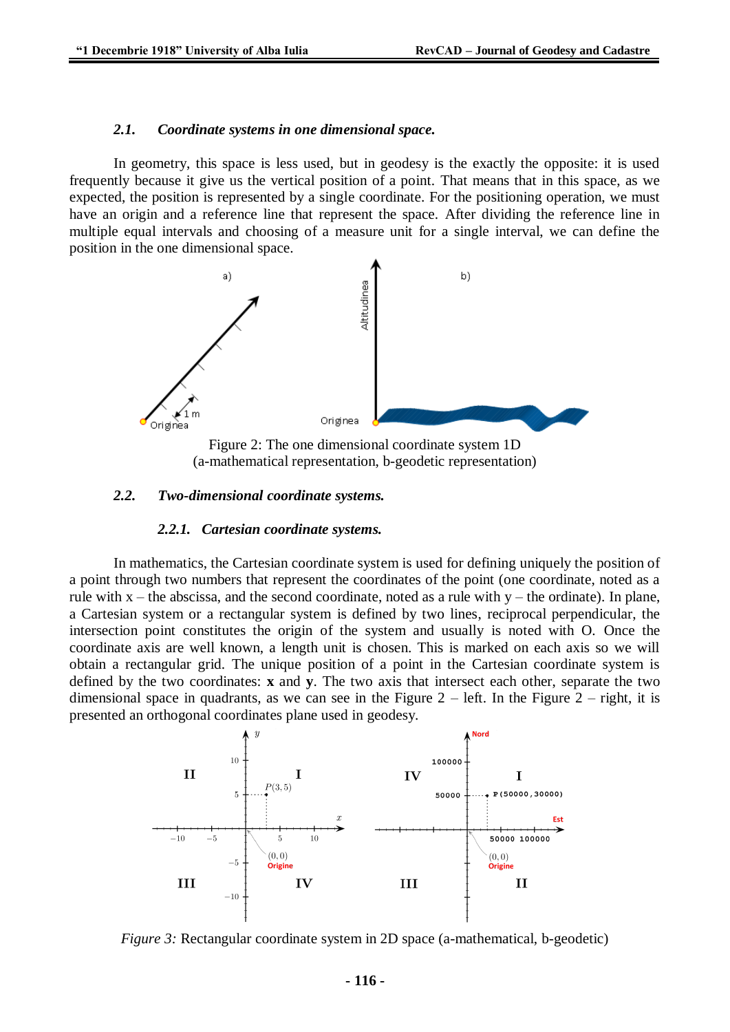### *2.1. Coordinate systems in one dimensional space.*

In geometry, this space is less used, but in geodesy is the exactly the opposite: it is used frequently because it give us the vertical position of a point. That means that in this space, as we expected, the position is represented by a single coordinate. For the positioning operation, we must have an origin and a reference line that represent the space. After dividing the reference line in multiple equal intervals and choosing of a measure unit for a single interval, we can define the position in the one dimensional space.

Figure 2: The one dimensional coordinate system 1D
(a-mathematical representation, b-geodetic representation)

### *2.2. Two-dimensional coordinate systems.*

#### *2.2.1. Cartesian coordinate systems.*

In mathematics, the Cartesian coordinate system is used for defining uniquely the position of a point through two numbers that represent the coordinates of the point (one coordinate, noted as a rule with x – the abscissa, and the second coordinate, noted as a rule with y – the ordinate). In plane, a Cartesian system or a rectangular system is defined by two lines, reciprocal perpendicular, the intersection point constitutes the origin of the system and usually is noted with O. Once the coordinate axis are well known, a length unit is chosen. This is marked on each axis so we will obtain a rectangular grid. The unique position of a point in the Cartesian coordinate system is defined by the two coordinates: **x** and **y**. The two axis that intersect each other, separate the two dimensional space in quadrants, as we can see in the Figure 2 – left. In the Figure 2 – right, it is presented an orthogonal coordinates plane used in geodesy.

*Figure 3:* Rectangular coordinate system in 2D space (a-mathematical, b-geodetic)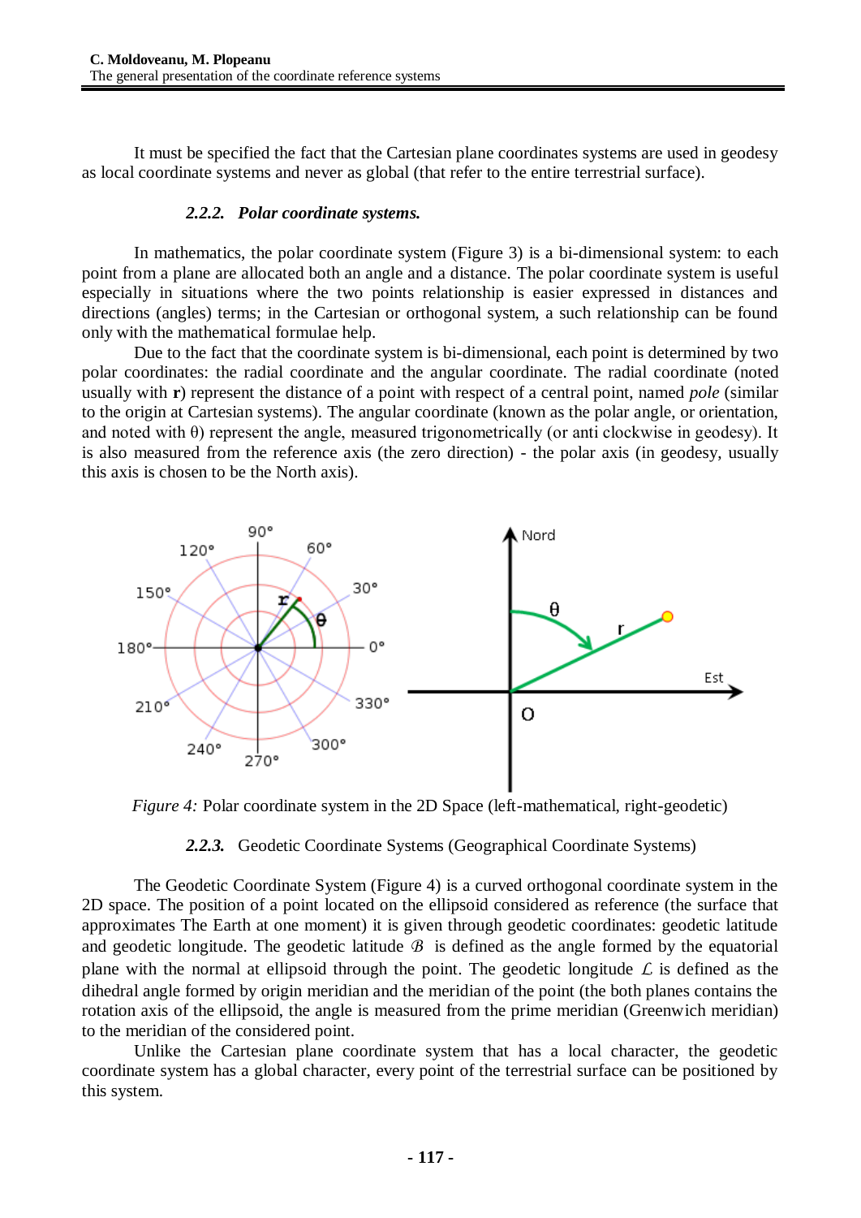It must be specified the fact that the Cartesian plane coordinates systems are used in geodesy as local coordinate systems and never as global (that refer to the entire terrestrial surface).

### *2.2.2. Polar coordinate systems.*

In mathematics, the polar coordinate system (Figure 3) is a bi-dimensional system: to each point from a plane are allocated both an angle and a distance. The polar coordinate system is useful especially in situations where the two points relationship is easier expressed in distances and directions (angles) terms; in the Cartesian or orthogonal system, a such relationship can be found only with the mathematical formulae help.

Due to the fact that the coordinate system is bi-dimensional, each point is determined by two polar coordinates: the radial coordinate and the angular coordinate. The radial coordinate (noted usually with **r**) represent the distance of a point with respect of a central point, named *pole* (similar to the origin at Cartesian systems). The angular coordinate (known as the polar angle, or orientation, and noted with θ) represent the angle, measured trigonometrically (or anti clockwise in geodesy). It is also measured from the reference axis (the zero direction) - the polar axis (in geodesy, usually this axis is chosen to be the North axis).

*Figure 4:* Polar coordinate system in the 2D Space (left-mathematical, right-geodetic)

### ***2.2.3.*** Geodetic Coordinate Systems (Geographical Coordinate Systems)

The Geodetic Coordinate System (Figure 4) is a curved orthogonal coordinate system in the 2D space. The position of a point located on the ellipsoid considered as reference (the surface that approximates The Earth at one moment) it is given through geodetic coordinates: geodetic latitude and geodetic longitude. The geodetic latitude $\mathcal{B}$ is defined as the angle formed by the equatorial plane with the normal at ellipsoid through the point. The geodetic longitude $\mathcal{L}$ is defined as the dihedral angle formed by origin meridian and the meridian of the point (the both planes contains the rotation axis of the ellipsoid, the angle is measured from the prime meridian (Greenwich meridian) to the meridian of the considered point.

Unlike the Cartesian plane coordinate system that has a local character, the geodetic coordinate system has a global character, every point of the terrestrial surface can be positioned by this system.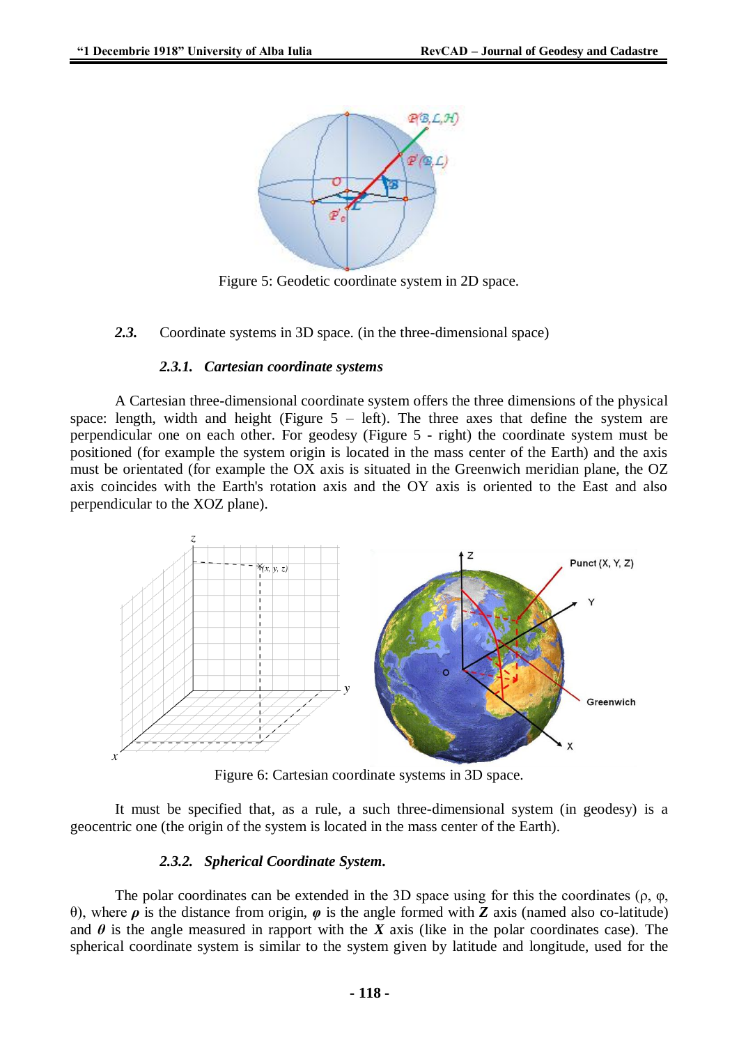Figure 5: Geodetic coordinate system in 2D space.

### *2.3.* Coordinate systems in 3D space. (in the three-dimensional space)

#### *2.3.1. Cartesian coordinate systems*

A Cartesian three-dimensional coordinate system offers the three dimensions of the physical space: length, width and height (Figure 5 – left). The three axes that define the system are perpendicular one on each other. For geodesy (Figure 5 - right) the coordinate system must be positioned (for example the system origin is located in the mass center of the Earth) and the axis must be orientated (for example the OX axis is situated in the Greenwich meridian plane, the OZ axis coincides with the Earth's rotation axis and the OY axis is oriented to the East and also perpendicular to the XOZ plane).

Figure 6: Cartesian coordinate systems in 3D space.

It must be specified that, as a rule, a such three-dimensional system (in geodesy) is a geocentric one (the origin of the system is located in the mass center of the Earth).

#### *2.3.2. Spherical Coordinate System.*

The polar coordinates can be extended in the 3D space using for this the coordinates ($\rho$, $\varphi$, $\theta$), where $\boldsymbol{\rho}$ is the distance from origin, $\boldsymbol{\varphi}$ is the angle formed with $\boldsymbol{Z}$ axis (named also co-latitude) and $\boldsymbol{\theta}$ is the angle measured in rapport with the $\boldsymbol{X}$ axis (like in the polar coordinates case). The spherical coordinate system is similar to the system given by latitude and longitude, used for the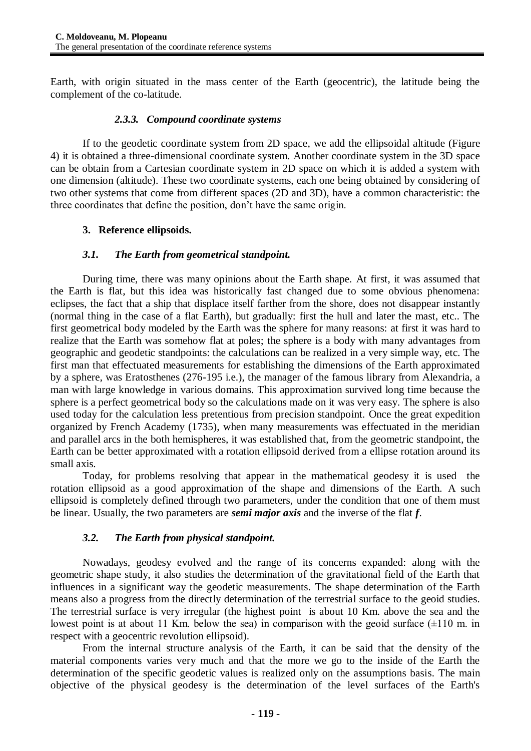Earth, with origin situated in the mass center of the Earth (geocentric), the latitude being the complement of the co-latitude.

#### *2.3.3. Compound coordinate systems*

If to the geodetic coordinate system from 2D space, we add the ellipsoidal altitude (Figure 4) it is obtained a three-dimensional coordinate system. Another coordinate system in the 3D space can be obtain from a Cartesian coordinate system in 2D space on which it is added a system with one dimension (altitude). These two coordinate systems, each one being obtained by considering of two other systems that come from different spaces (2D and 3D), have a common characteristic: the three coordinates that define the position, don't have the same origin.

## 3. Reference ellipsoids.

### *3.1. The Earth from geometrical standpoint.*

During time, there was many opinions about the Earth shape. At first, it was assumed that the Earth is flat, but this idea was historically fast changed due to some obvious phenomena: eclipses, the fact that a ship that displace itself farther from the shore, does not disappear instantly (normal thing in the case of a flat Earth), but gradually: first the hull and later the mast, etc.. The first geometrical body modeled by the Earth was the sphere for many reasons: at first it was hard to realize that the Earth was somehow flat at poles; the sphere is a body with many advantages from geographic and geodetic standpoints: the calculations can be realized in a very simple way, etc. The first man that effectuated measurements for establishing the dimensions of the Earth approximated by a sphere, was Eratosthenes (276-195 i.e.), the manager of the famous library from Alexandria, a man with large knowledge in various domains. This approximation survived long time because the sphere is a perfect geometrical body so the calculations made on it was very easy. The sphere is also used today for the calculation less pretentious from precision standpoint. Once the great expedition organized by French Academy (1735), when many measurements was effectuated in the meridian and parallel arcs in the both hemispheres, it was established that, from the geometric standpoint, the Earth can be better approximated with a rotation ellipsoid derived from a ellipse rotation around its small axis.

Today, for problems resolving that appear in the mathematical geodesy it is used the rotation ellipsoid as a good approximation of the shape and dimensions of the Earth. A such ellipsoid is completely defined through two parameters, under the condition that one of them must be linear. Usually, the two parameters are ***semi major axis*** and the inverse of the flat ***f***.

### *3.2. The Earth from physical standpoint.*

Nowadays, geodesy evolved and the range of its concerns expanded: along with the geometric shape study, it also studies the determination of the gravitational field of the Earth that influences in a significant way the geodetic measurements. The shape determination of the Earth means also a progress from the directly determination of the terrestrial surface to the geoid studies. The terrestrial surface is very irregular (the highest point is about 10 Km. above the sea and the lowest point is at about 11 Km. below the sea) in comparison with the geoid surface (±110 m. in respect with a geocentric revolution ellipsoid).

From the internal structure analysis of the Earth, it can be said that the density of the material components varies very much and that the more we go to the inside of the Earth the determination of the specific geodetic values is realized only on the assumptions basis. The main objective of the physical geodesy is the determination of the level surfaces of the Earth's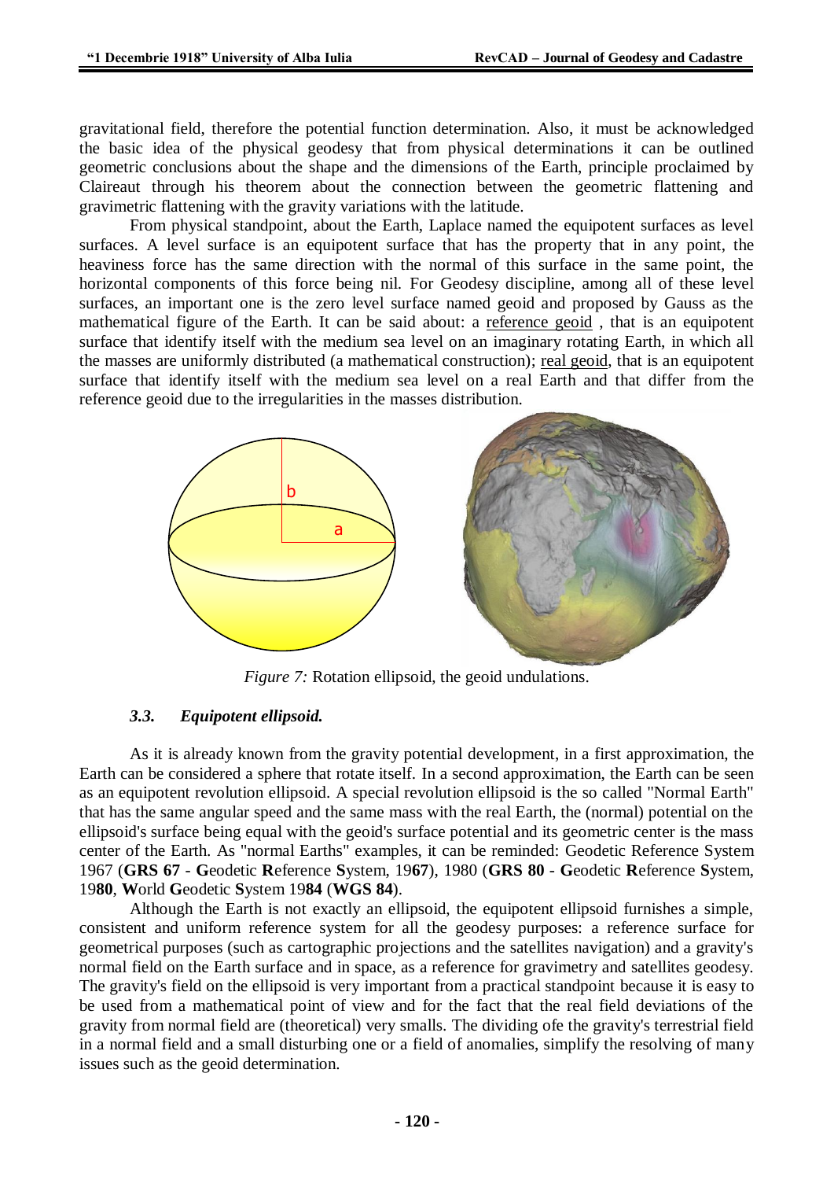gravitational field, therefore the potential function determination. Also, it must be acknowledged the basic idea of the physical geodesy that from physical determinations it can be outlined geometric conclusions about the shape and the dimensions of the Earth, principle proclaimed by Claireaut through his theorem about the connection between the geometric flattening and gravimetric flattening with the gravity variations with the latitude.

From physical standpoint, about the Earth, Laplace named the equipotent surfaces as level surfaces. A level surface is an equipotent surface that has the property that in any point, the heaviness force has the same direction with the normal of this surface in the same point, the horizontal components of this force being nil. For Geodesy discipline, among all of these level surfaces, an important one is the zero level surface named geoid and proposed by Gauss as the mathematical figure of the Earth. It can be said about: a reference geoid , that is an equipotent surface that identify itself with the medium sea level on an imaginary rotating Earth, in which all the masses are uniformly distributed (a mathematical construction); real geoid, that is an equipotent surface that identify itself with the medium sea level on a real Earth and that differ from the reference geoid due to the irregularities in the masses distribution.

*Figure 7:* Rotation ellipsoid, the geoid undulations.

### *3.3. Equipotent ellipsoid.*

As it is already known from the gravity potential development, in a first approximation, the Earth can be considered a sphere that rotate itself. In a second approximation, the Earth can be seen as an equipotent revolution ellipsoid. A special revolution ellipsoid is the so called "Normal Earth" that has the same angular speed and the same mass with the real Earth, the (normal) potential on the ellipsoid's surface being equal with the geoid's surface potential and its geometric center is the mass center of the Earth. As "normal Earths" examples, it can be reminded: Geodetic Reference System 1967 (**GRS 67** - **G**eodetic **R**eference **S**ystem, 19**67**), 1980 (**GRS 80** - **G**eodetic **R**eference **S**ystem, 19**80**, **W**orld **G**eodetic **S**ystem 19**84** (**WGS 84**).

Although the Earth is not exactly an ellipsoid, the equipotent ellipsoid furnishes a simple, consistent and uniform reference system for all the geodesy purposes: a reference surface for geometrical purposes (such as cartographic projections and the satellites navigation) and a gravity's normal field on the Earth surface and in space, as a reference for gravimetry and satellites geodesy. The gravity's field on the ellipsoid is very important from a practical standpoint because it is easy to be used from a mathematical point of view and for the fact that the real field deviations of the gravity from normal field are (theoretical) very smalls. The dividing ofe the gravity's terrestrial field in a normal field and a small disturbing one or a field of anomalies, simplify the resolving of many issues such as the geoid determination.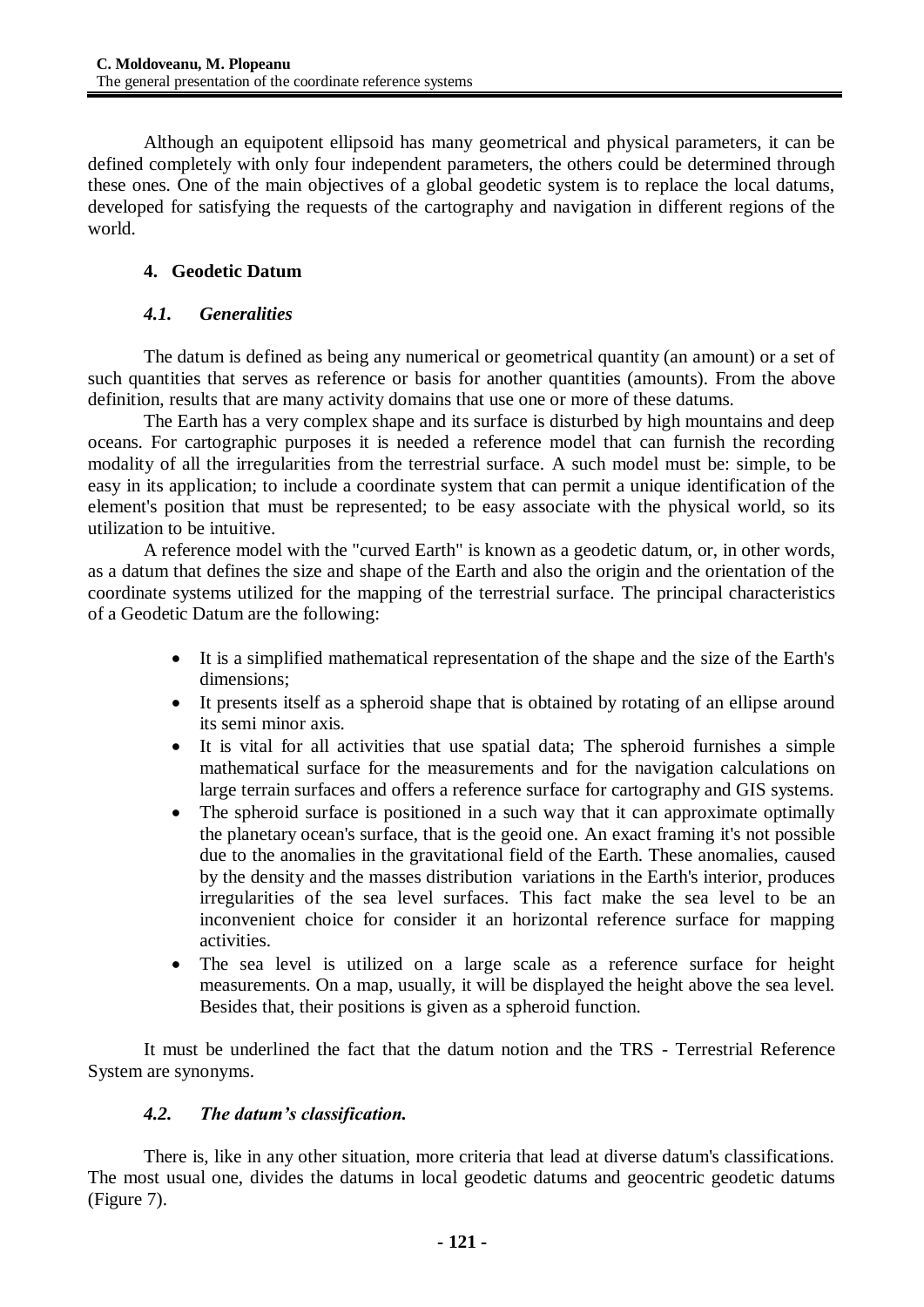Although an equipotent ellipsoid has many geometrical and physical parameters, it can be defined completely with only four independent parameters, the others could be determined through these ones. One of the main objectives of a global geodetic system is to replace the local datums, developed for satisfying the requests of the cartography and navigation in different regions of the world.

## 4. Geodetic Datum

### *4.1. Generalities*

The datum is defined as being any numerical or geometrical quantity (an amount) or a set of such quantities that serves as reference or basis for another quantities (amounts). From the above definition, results that are many activity domains that use one or more of these datums.

The Earth has a very complex shape and its surface is disturbed by high mountains and deep oceans. For cartographic purposes it is needed a reference model that can furnish the recording modality of all the irregularities from the terrestrial surface. A such model must be: simple, to be easy in its application; to include a coordinate system that can permit a unique identification of the element's position that must be represented; to be easy associate with the physical world, so its utilization to be intuitive.

A reference model with the "curved Earth" is known as a geodetic datum, or, in other words, as a datum that defines the size and shape of the Earth and also the origin and the orientation of the coordinate systems utilized for the mapping of the terrestrial surface. The principal characteristics of a Geodetic Datum are the following:

- It is a simplified mathematical representation of the shape and the size of the Earth's dimensions;
- It presents itself as a spheroid shape that is obtained by rotating of an ellipse around its semi minor axis.
- It is vital for all activities that use spatial data; The spheroid furnishes a simple mathematical surface for the measurements and for the navigation calculations on large terrain surfaces and offers a reference surface for cartography and GIS systems.
- The spheroid surface is positioned in a such way that it can approximate optimally the planetary ocean's surface, that is the geoid one. An exact framing it's not possible due to the anomalies in the gravitational field of the Earth. These anomalies, caused by the density and the masses distribution variations in the Earth's interior, produces irregularities of the sea level surfaces. This fact make the sea level to be an inconvenient choice for consider it an horizontal reference surface for mapping activities.
- The sea level is utilized on a large scale as a reference surface for height measurements. On a map, usually, it will be displayed the height above the sea level. Besides that, their positions is given as a spheroid function.

It must be underlined the fact that the datum notion and the TRS - Terrestrial Reference System are synonyms.

### *4.2. The datum's classification.*

There is, like in any other situation, more criteria that lead at diverse datum's classifications. The most usual one, divides the datums in local geodetic datums and geocentric geodetic datums (Figure 7).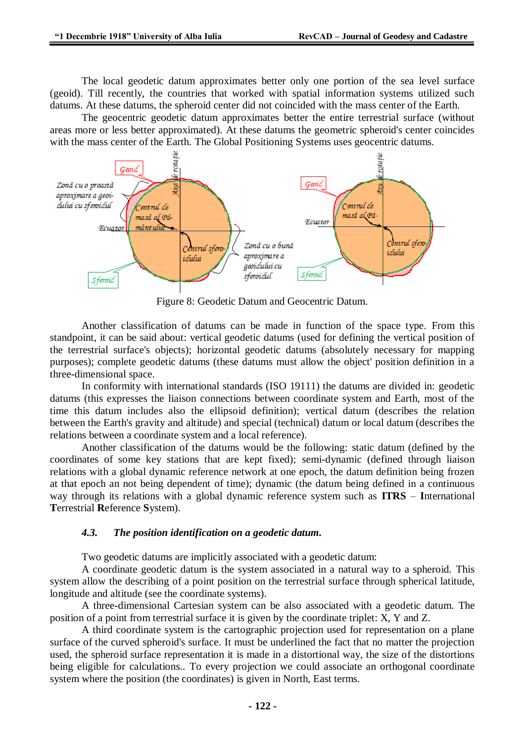The local geodetic datum approximates better only one portion of the sea level surface (geoid). Till recently, the countries that worked with spatial information systems utilized such datums. At these datums, the spheroid center did not coincided with the mass center of the Earth.

The geocentric geodetic datum approximates better the entire terrestrial surface (without areas more or less better approximated). At these datums the geometric spheroid's center coincides with the mass center of the Earth. The Global Positioning Systems uses geocentric datums.

Figure 8: Geodetic Datum and Geocentric Datum.

Another classification of datums can be made in function of the space type. From this standpoint, it can be said about: vertical geodetic datums (used for defining the vertical position of the terrestrial surface's objects); horizontal geodetic datums (absolutely necessary for mapping purposes); complete geodetic datums (these datums must allow the object' position definition in a three-dimensional space.

In conformity with international standards (ISO 19111) the datums are divided in: geodetic datums (this expresses the liaison connections between coordinate system and Earth, most of the time this datum includes also the ellipsoid definition); vertical datum (describes the relation between the Earth's gravity and altitude) and special (technical) datum or local datum (describes the relations between a coordinate system and a local reference).

Another classification of the datums would be the following: static datum (defined by the coordinates of some key stations that are kept fixed); semi-dynamic (defined through liaison relations with a global dynamic reference network at one epoch, the datum definition being frozen at that epoch an not being dependent of time); dynamic (the datum being defined in a continuous way through its relations with a global dynamic reference system such as **ITRS** – **I**nternational **T**errestrial **R**eference **S**ystem).

### *4.3. The position identification on a geodetic datum.*

Two geodetic datums are implicitly associated with a geodetic datum:

A coordinate geodetic datum is the system associated in a natural way to a spheroid. This system allow the describing of a point position on the terrestrial surface through spherical latitude, longitude and altitude (see the coordinate systems).

A three-dimensional Cartesian system can be also associated with a geodetic datum. The position of a point from terrestrial surface it is given by the coordinate triplet: X, Y and Z.

A third coordinate system is the cartographic projection used for representation on a plane surface of the curved spheroid's surface. It must be underlined the fact that no matter the projection used, the spheroid surface representation it is made in a distortional way, the size of the distortions being eligible for calculations.. To every projection we could associate an orthogonal coordinate system where the position (the coordinates) is given in North, East terms.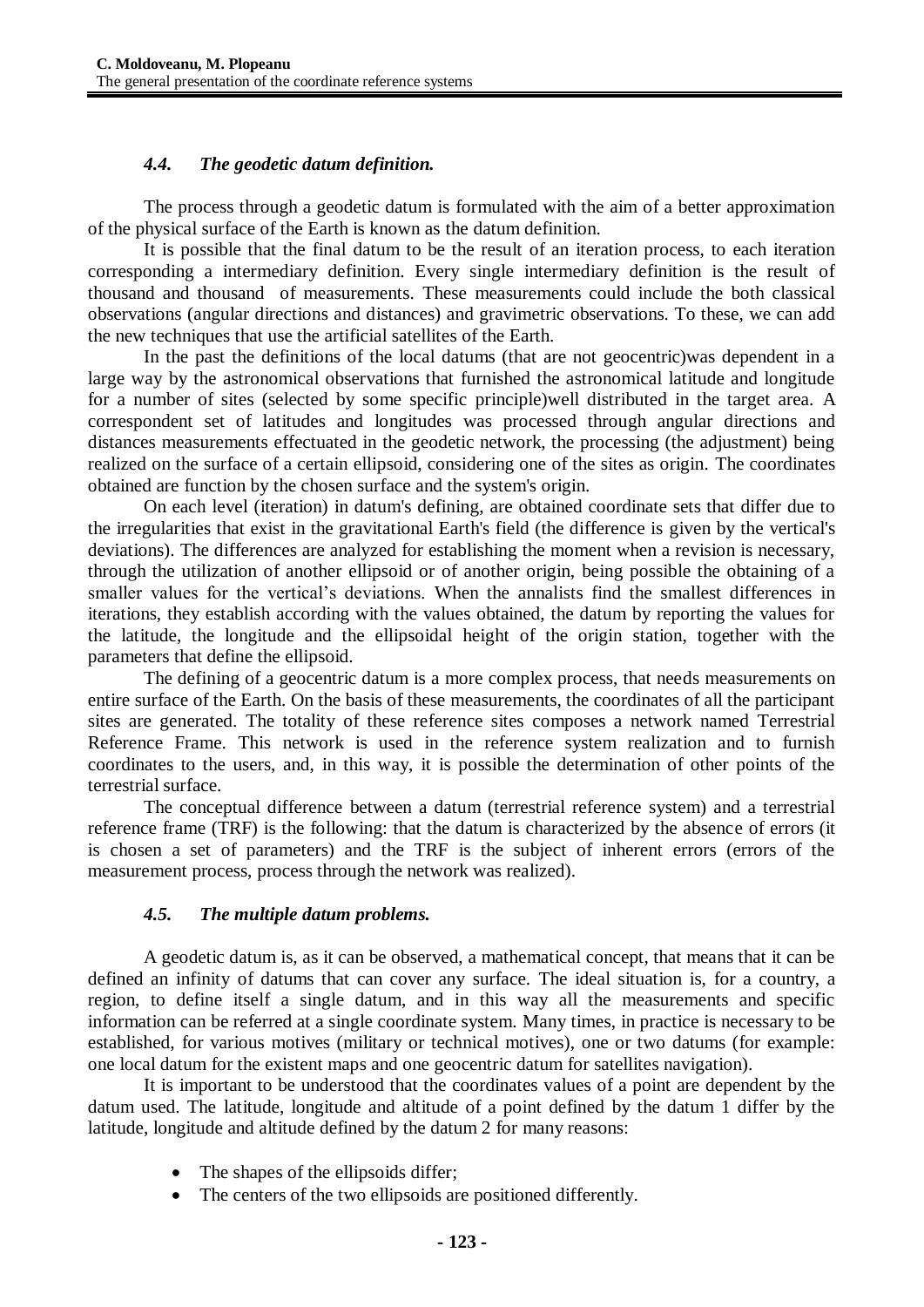### *4.4. The geodetic datum definition.*

The process through a geodetic datum is formulated with the aim of a better approximation of the physical surface of the Earth is known as the datum definition.

It is possible that the final datum to be the result of an iteration process, to each iteration corresponding a intermediary definition. Every single intermediary definition is the result of thousand and thousand of measurements. These measurements could include the both classical observations (angular directions and distances) and gravimetric observations. To these, we can add the new techniques that use the artificial satellites of the Earth.

In the past the definitions of the local datums (that are not geocentric)was dependent in a large way by the astronomical observations that furnished the astronomical latitude and longitude for a number of sites (selected by some specific principle)well distributed in the target area. A correspondent set of latitudes and longitudes was processed through angular directions and distances measurements effectuated in the geodetic network, the processing (the adjustment) being realized on the surface of a certain ellipsoid, considering one of the sites as origin. The coordinates obtained are function by the chosen surface and the system's origin.

On each level (iteration) in datum's defining, are obtained coordinate sets that differ due to the irregularities that exist in the gravitational Earth's field (the difference is given by the vertical's deviations). The differences are analyzed for establishing the moment when a revision is necessary, through the utilization of another ellipsoid or of another origin, being possible the obtaining of a smaller values for the vertical's deviations. When the annalists find the smallest differences in iterations, they establish according with the values obtained, the datum by reporting the values for the latitude, the longitude and the ellipsoidal height of the origin station, together with the parameters that define the ellipsoid.

The defining of a geocentric datum is a more complex process, that needs measurements on entire surface of the Earth. On the basis of these measurements, the coordinates of all the participant sites are generated. The totality of these reference sites composes a network named Terrestrial Reference Frame. This network is used in the reference system realization and to furnish coordinates to the users, and, in this way, it is possible the determination of other points of the terrestrial surface.

The conceptual difference between a datum (terrestrial reference system) and a terrestrial reference frame (TRF) is the following: that the datum is characterized by the absence of errors (it is chosen a set of parameters) and the TRF is the subject of inherent errors (errors of the measurement process, process through the network was realized).

### *4.5. The multiple datum problems.*

A geodetic datum is, as it can be observed, a mathematical concept, that means that it can be defined an infinity of datums that can cover any surface. The ideal situation is, for a country, a region, to define itself a single datum, and in this way all the measurements and specific information can be referred at a single coordinate system. Many times, in practice is necessary to be established, for various motives (military or technical motives), one or two datums (for example: one local datum for the existent maps and one geocentric datum for satellites navigation).

It is important to be understood that the coordinates values of a point are dependent by the datum used. The latitude, longitude and altitude of a point defined by the datum 1 differ by the latitude, longitude and altitude defined by the datum 2 for many reasons:

- The shapes of the ellipsoids differ;
- The centers of the two ellipsoids are positioned differently.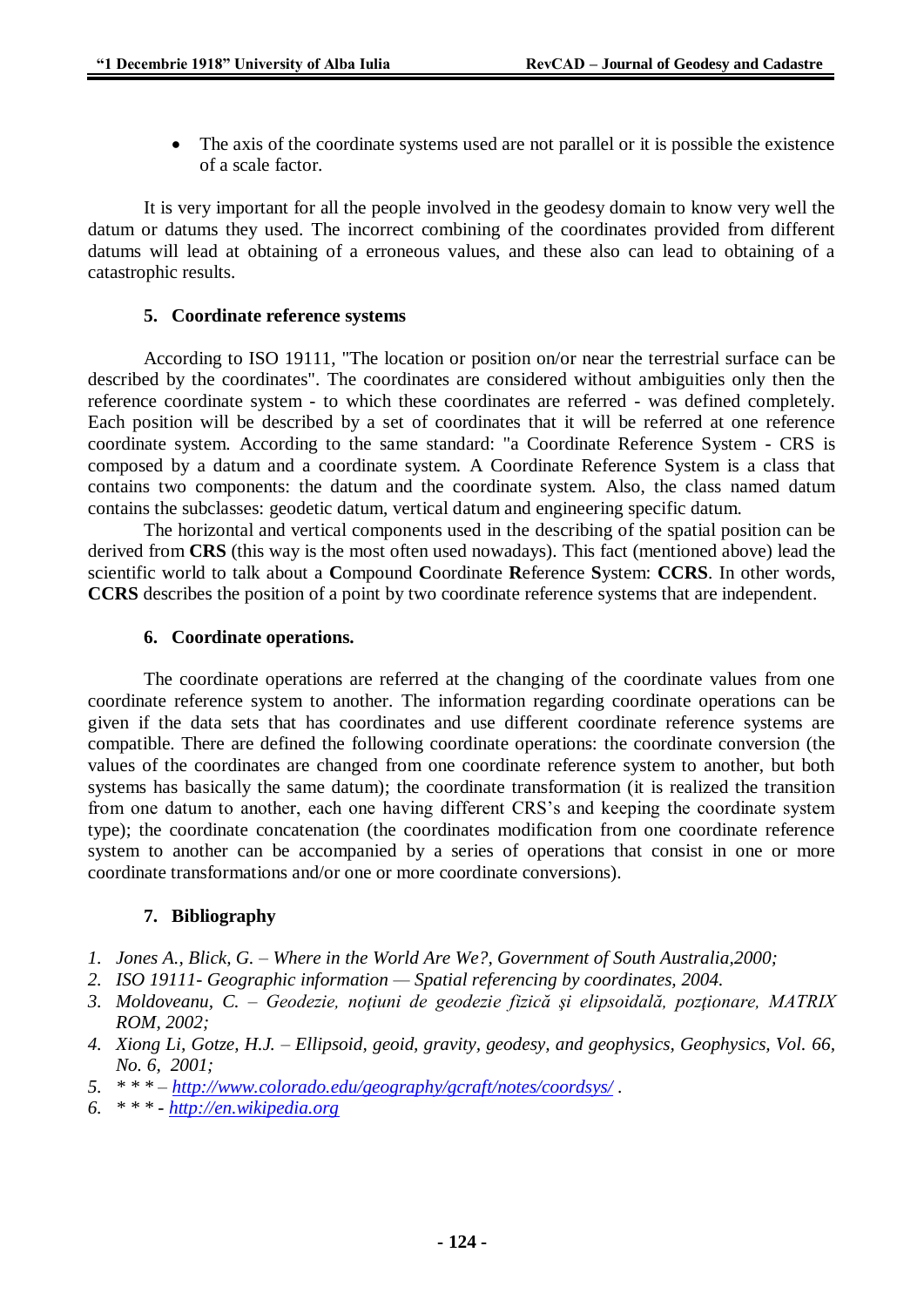- The axis of the coordinate systems used are not parallel or it is possible the existence of a scale factor.

It is very important for all the people involved in the geodesy domain to know very well the datum or datums they used. The incorrect combining of the coordinates provided from different datums will lead at obtaining of a erroneous values, and these also can lead to obtaining of a catastrophic results.

## 5. Coordinate reference systems

According to ISO 19111, "The location or position on/or near the terrestrial surface can be described by the coordinates". The coordinates are considered without ambiguities only then the reference coordinate system - to which these coordinates are referred - was defined completely. Each position will be described by a set of coordinates that it will be referred at one reference coordinate system. According to the same standard: "a Coordinate Reference System - CRS is composed by a datum and a coordinate system. A Coordinate Reference System is a class that contains two components: the datum and the coordinate system. Also, the class named datum contains the subclasses: geodetic datum, vertical datum and engineering specific datum.

The horizontal and vertical components used in the describing of the spatial position can be derived from **CRS** (this way is the most often used nowadays). This fact (mentioned above) lead the scientific world to talk about a **C**ompound **C**oordinate **R**eference **S**ystem: **CCRS**. In other words, **CCRS** describes the position of a point by two coordinate reference systems that are independent.

## 6. Coordinate operations.

The coordinate operations are referred at the changing of the coordinate values from one coordinate reference system to another. The information regarding coordinate operations can be given if the data sets that has coordinates and use different coordinate reference systems are compatible. There are defined the following coordinate operations: the coordinate conversion (the values of the coordinates are changed from one coordinate reference system to another, but both systems has basically the same datum); the coordinate transformation (it is realized the transition from one datum to another, each one having different CRS's and keeping the coordinate system type); the coordinate concatenation (the coordinates modification from one coordinate reference system to another can be accompanied by a series of operations that consist in one or more coordinate transformations and/or one or more coordinate conversions).

## 7. Bibliography

1. *Jones A., Blick, G. – Where in the World Are We?, Government of South Australia,2000;*
2. *ISO 19111- Geographic information — Spatial referencing by coordinates, 2004.*
3. *Moldoveanu, C. – Geodezie, noţiuni de geodezie fizică şi elipsoidală, pozţionare, MATRIX ROM, 2002;*
4. *Xiong Li, Gotze, H.J. – Ellipsoid, geoid, gravity, geodesy, and geophysics, Geophysics, Vol. 66, No. 6, 2001;*
5. *\* \* \* – http://www.colorado.edu/geography/gcraft/notes/coordsys/ .*
6. *\* \* \* - http://en.wikipedia.org*